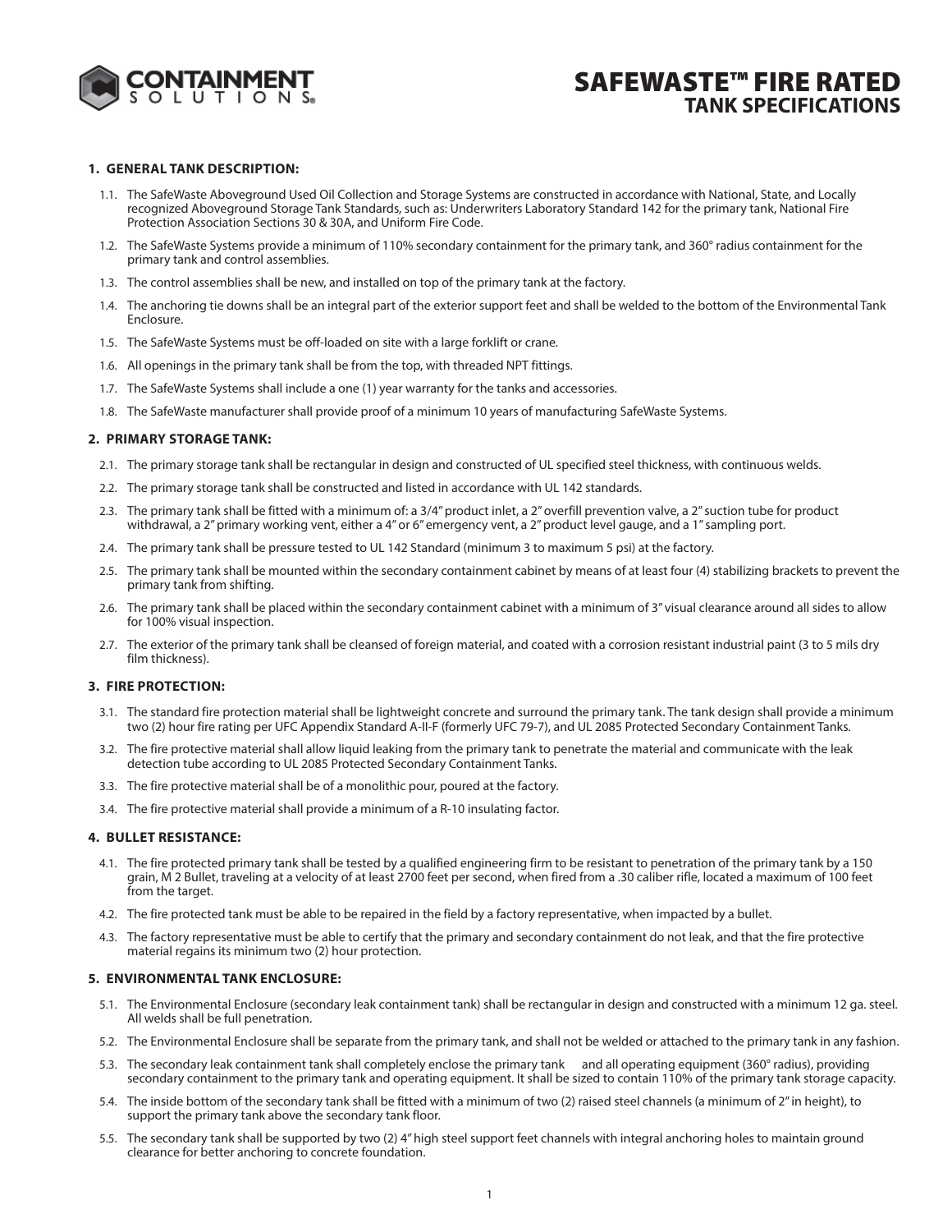# SAFEWASTE™ FIRE RATED
## TANK SPECIFICATIONS

### 1. GENERAL TANK DESCRIPTION:

1.1. The SafeWaste Aboveground Used Oil Collection and Storage Systems are constructed in accordance with National, State, and Locally recognized Aboveground Storage Tank Standards, such as: Underwriters Laboratory Standard 142 for the primary tank, National Fire Protection Association Sections 30 & 30A, and Uniform Fire Code.

1.2. The SafeWaste Systems provide a minimum of 110% secondary containment for the primary tank, and 360° radius containment for the primary tank and control assemblies.

1.3. The control assemblies shall be new, and installed on top of the primary tank at the factory.

1.4. The anchoring tie downs shall be an integral part of the exterior support feet and shall be welded to the bottom of the Environmental Tank Enclosure.

1.5. The SafeWaste Systems must be off-loaded on site with a large forklift or crane.

1.6. All openings in the primary tank shall be from the top, with threaded NPT fittings.

1.7. The SafeWaste Systems shall include a one (1) year warranty for the tanks and accessories.

1.8. The SafeWaste manufacturer shall provide proof of a minimum 10 years of manufacturing SafeWaste Systems.

### 2. PRIMARY STORAGE TANK:

2.1. The primary storage tank shall be rectangular in design and constructed of UL specified steel thickness, with continuous welds.

2.2. The primary storage tank shall be constructed and listed in accordance with UL 142 standards.

2.3. The primary tank shall be fitted with a minimum of: a 3/4" product inlet, a 2" overfill prevention valve, a 2" suction tube for product withdrawal, a 2" primary working vent, either a 4" or 6" emergency vent, a 2" product level gauge, and a 1" sampling port.

2.4. The primary tank shall be pressure tested to UL 142 Standard (minimum 3 to maximum 5 psi) at the factory.

2.5. The primary tank shall be mounted within the secondary containment cabinet by means of at least four (4) stabilizing brackets to prevent the primary tank from shifting.

2.6. The primary tank shall be placed within the secondary containment cabinet with a minimum of 3" visual clearance around all sides to allow for 100% visual inspection.

2.7. The exterior of the primary tank shall be cleansed of foreign material, and coated with a corrosion resistant industrial paint (3 to 5 mils dry film thickness).

### 3. FIRE PROTECTION:

3.1. The standard fire protection material shall be lightweight concrete and surround the primary tank. The tank design shall provide a minimum two (2) hour fire rating per UFC Appendix Standard A-II-F (formerly UFC 79-7), and UL 2085 Protected Secondary Containment Tanks.

3.2. The fire protective material shall allow liquid leaking from the primary tank to penetrate the material and communicate with the leak detection tube according to UL 2085 Protected Secondary Containment Tanks.

3.3. The fire protective material shall be of a monolithic pour, poured at the factory.

3.4. The fire protective material shall provide a minimum of a R-10 insulating factor.

### 4. BULLET RESISTANCE:

4.1. The fire protected primary tank shall be tested by a qualified engineering firm to be resistant to penetration of the primary tank by a 150 grain, M 2 Bullet, traveling at a velocity of at least 2700 feet per second, when fired from a .30 caliber rifle, located a maximum of 100 feet from the target.

4.2. The fire protected tank must be able to be repaired in the field by a factory representative, when impacted by a bullet.

4.3. The factory representative must be able to certify that the primary and secondary containment do not leak, and that the fire protective material regains its minimum two (2) hour protection.

### 5. ENVIRONMENTAL TANK ENCLOSURE:

5.1. The Environmental Enclosure (secondary leak containment tank) shall be rectangular in design and constructed with a minimum 12 ga. steel. All welds shall be full penetration.

5.2. The Environmental Enclosure shall be separate from the primary tank, and shall not be welded or attached to the primary tank in any fashion.

5.3. The secondary leak containment tank shall completely enclose the primary tank and all operating equipment (360° radius), providing secondary containment to the primary tank and operating equipment. It shall be sized to contain 110% of the primary tank storage capacity.

5.4. The inside bottom of the secondary tank shall be fitted with a minimum of two (2) raised steel channels (a minimum of 2" in height), to support the primary tank above the secondary tank floor.

5.5. The secondary tank shall be supported by two (2) 4" high steel support feet channels with integral anchoring holes to maintain ground clearance for better anchoring to concrete foundation.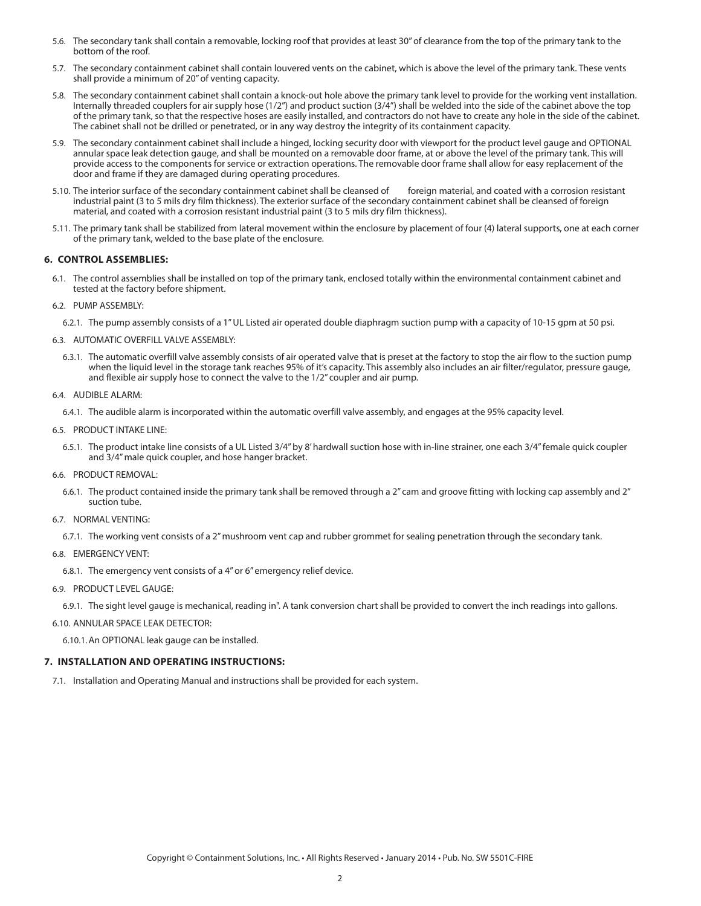5.6. The secondary tank shall contain a removable, locking roof that provides at least 30" of clearance from the top of the primary tank to the bottom of the roof.

5.7. The secondary containment cabinet shall contain louvered vents on the cabinet, which is above the level of the primary tank. These vents shall provide a minimum of 20" of venting capacity.

5.8. The secondary containment cabinet shall contain a knock-out hole above the primary tank level to provide for the working vent installation. Internally threaded couplers for air supply hose (1/2") and product suction (3/4") shall be welded into the side of the cabinet above the top of the primary tank, so that the respective hoses are easily installed, and contractors do not have to create any hole in the side of the cabinet. The cabinet shall not be drilled or penetrated, or in any way destroy the integrity of its containment capacity.

5.9. The secondary containment cabinet shall include a hinged, locking security door with viewport for the product level gauge and OPTIONAL annular space leak detection gauge, and shall be mounted on a removable door frame, at or above the level of the primary tank. This will provide access to the components for service or extraction operations. The removable door frame shall allow for easy replacement of the door and frame if they are damaged during operating procedures.

5.10. The interior surface of the secondary containment cabinet shall be cleansed of foreign material, and coated with a corrosion resistant industrial paint (3 to 5 mils dry film thickness). The exterior surface of the secondary containment cabinet shall be cleansed of foreign material, and coated with a corrosion resistant industrial paint (3 to 5 mils dry film thickness).

5.11. The primary tank shall be stabilized from lateral movement within the enclosure by placement of four (4) lateral supports, one at each corner of the primary tank, welded to the base plate of the enclosure.

### 6. CONTROL ASSEMBLIES:

6.1. The control assemblies shall be installed on top of the primary tank, enclosed totally within the environmental containment cabinet and tested at the factory before shipment.

6.2. PUMP ASSEMBLY:

6.2.1. The pump assembly consists of a 1" UL Listed air operated double diaphragm suction pump with a capacity of 10-15 gpm at 50 psi.

6.3. AUTOMATIC OVERFILL VALVE ASSEMBLY:

6.3.1. The automatic overfill valve assembly consists of air operated valve that is preset at the factory to stop the air flow to the suction pump when the liquid level in the storage tank reaches 95% of it's capacity. This assembly also includes an air filter/regulator, pressure gauge, and flexible air supply hose to connect the valve to the 1/2" coupler and air pump.

6.4. AUDIBLE ALARM:

6.4.1. The audible alarm is incorporated within the automatic overfill valve assembly, and engages at the 95% capacity level.

6.5. PRODUCT INTAKE LINE:

6.5.1. The product intake line consists of a UL Listed 3/4" by 8' hardwall suction hose with in-line strainer, one each 3/4" female quick coupler and 3/4" male quick coupler, and hose hanger bracket.

6.6. PRODUCT REMOVAL:

6.6.1. The product contained inside the primary tank shall be removed through a 2" cam and groove fitting with locking cap assembly and 2" suction tube.

6.7. NORMAL VENTING:

6.7.1. The working vent consists of a 2" mushroom vent cap and rubber grommet for sealing penetration through the secondary tank.

6.8. EMERGENCY VENT:

6.8.1. The emergency vent consists of a 4" or 6" emergency relief device.

6.9. PRODUCT LEVEL GAUGE:

6.9.1. The sight level gauge is mechanical, reading in". A tank conversion chart shall be provided to convert the inch readings into gallons.

6.10. ANNULAR SPACE LEAK DETECTOR:

6.10.1. An OPTIONAL leak gauge can be installed.

### 7. INSTALLATION AND OPERATING INSTRUCTIONS:

7.1. Installation and Operating Manual and instructions shall be provided for each system.

Copyright © Containment Solutions, Inc. • All Rights Reserved • January 2014 • Pub. No. SW 5501C-FIRE